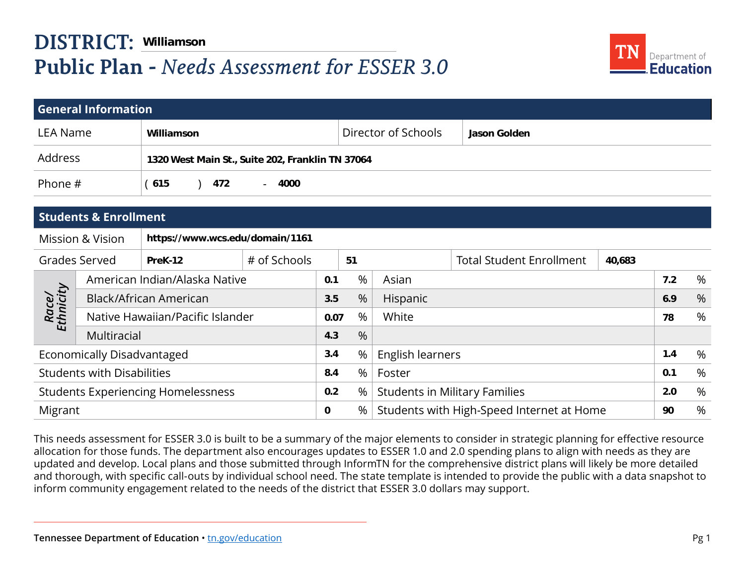# DISTRICT: Williamson

# Public Plan - *Needs Assessment for ESSER 3.0*

## General Information

| | | | |
|---|---|---|---|
| LEA Name | **Williamson** | Director of Schools | **Jason Golden** |
| Address | **1320 West Main St., Suite 202, Franklin TN 37064** | | |
| Phone # | ( **615** ) **472** - **4000** | | |

## Students & Enrollment

| | | | | | |
|---|---|---|---|---|---|
| Mission & Vision | **https://www.wcs.edu/domain/1161** | | | | |
| Grades Served | **PreK-12** | # of Schools | **51** | Total Student Enrollment | **40,683** |

| Race/Ethnicity | | | | |
|---|---|---|---|---|
| American Indian/Alaska Native | **0.1** % | Asian | **7.2** % |
| Black/African American | **3.5** % | Hispanic | **6.9** % |
| Native Hawaiian/Pacific Islander | **0.07** % | White | **78** % |
| Multiracial | **4.3** % | | |

| | | | |
|---|---|---|---|
| Economically Disadvantaged | **3.4** % | English learners | **1.4** % |
| Students with Disabilities | **8.4** % | Foster | **0.1** % |
| Students Experiencing Homelessness | **0.2** % | Students in Military Families | **2.0** % |
| Migrant | **0** % | Students with High-Speed Internet at Home | **90** % |

This needs assessment for ESSER 3.0 is built to be a summary of the major elements to consider in strategic planning for effective resource allocation for those funds. The department also encourages updates to ESSER 1.0 and 2.0 spending plans to align with needs as they are updated and develop. Local plans and those submitted through InformTN for the comprehensive district plans will likely be more detailed and thorough, with specific call-outs by individual school need. The state template is intended to provide the public with a data snapshot to inform community engagement related to the needs of the district that ESSER 3.0 dollars may support.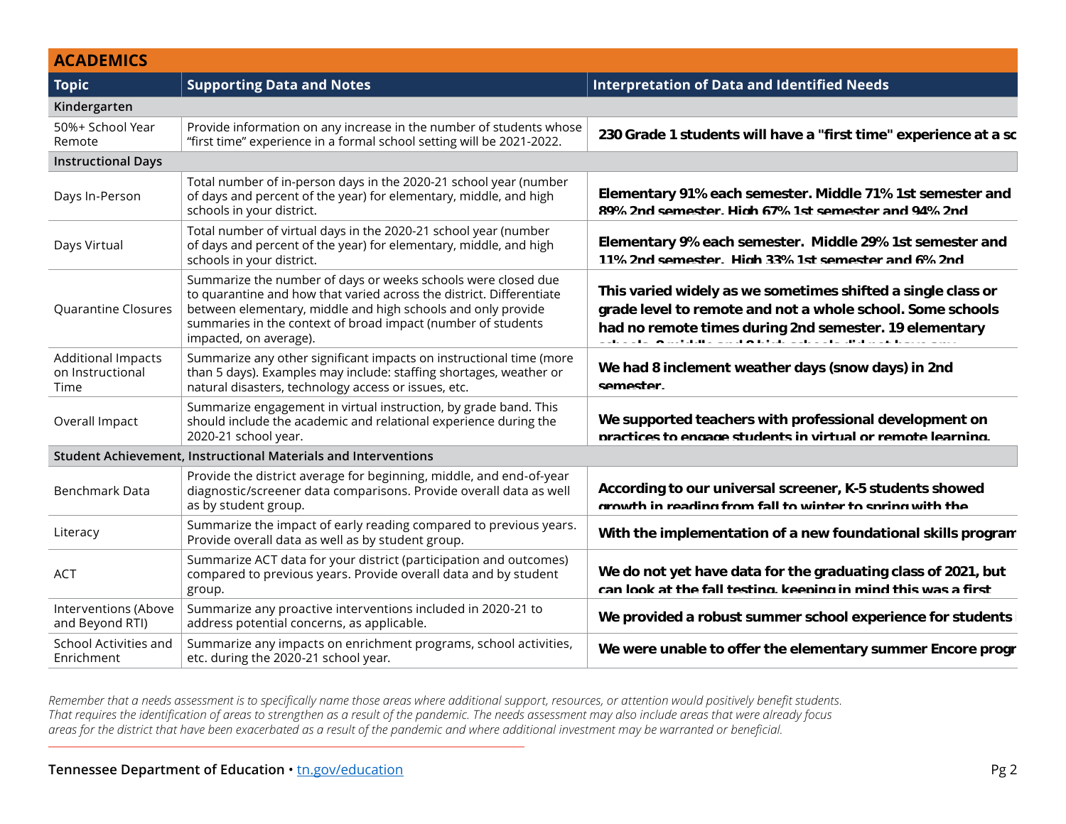## ACADEMICS

| Topic | Supporting Data and Notes | Interpretation of Data and Identified Needs |
|---|---|---|
| **Kindergarten** | | |
| 50%+ School Year Remote | Provide information on any increase in the number of students whose "first time" experience in a formal school setting will be 2021-2022. | **230 Grade 1 students will have a "first time" experience at a sc** |
| **Instructional Days** | | |
| Days In-Person | Total number of in-person days in the 2020-21 school year (number of days and percent of the year) for elementary, middle, and high schools in your district. | **Elementary 91% each semester. Middle 71% 1st semester and 89% 2nd semester. High 67% 1st semester and 94% 2nd** |
| Days Virtual | Total number of virtual days in the 2020-21 school year (number of days and percent of the year) for elementary, middle, and high schools in your district. | **Elementary 9% each semester. Middle 29% 1st semester and 11% 2nd semester. High 33% 1st semester and 6% 2nd** |
| Quarantine Closures | Summarize the number of days or weeks schools were closed due to quarantine and how that varied across the district. Differentiate between elementary, middle and high schools and only provide summaries in the context of broad impact (number of students impacted, on average). | **This varied widely as we sometimes shifted a single class or grade level to remote and not a whole school. Some schools had no remote times during 2nd semester. 19 elementary schools, 8 middle and 8 high schools did not have any** |
| Additional Impacts on Instructional Time | Summarize any other significant impacts on instructional time (more than 5 days). Examples may include: staffing shortages, weather or natural disasters, technology access or issues, etc. | **We had 8 inclement weather days (snow days) in 2nd semester.** |
| Overall Impact | Summarize engagement in virtual instruction, by grade band. This should include the academic and relational experience during the 2020-21 school year. | **We supported teachers with professional development on practices to engage students in virtual or remote learning.** |
| **Student Achievement, Instructional Materials and Interventions** | | |
| Benchmark Data | Provide the district average for beginning, middle, and end-of-year diagnostic/screener data comparisons. Provide overall data as well as by student group. | **According to our universal screener, K-5 students showed growth in reading from fall to winter to spring with the** |
| Literacy | Summarize the impact of early reading compared to previous years. Provide overall data as well as by student group. | **With the implementation of a new foundational skills program** |
| ACT | Summarize ACT data for your district (participation and outcomes) compared to previous years. Provide overall data and by student group. | **We do not yet have data for the graduating class of 2021, but can look at the fall testing, keeping in mind this was a first** |
| Interventions (Above and Beyond RTI) | Summarize any proactive interventions included in 2020-21 to address potential concerns, as applicable. | **We provided a robust summer school experience for students** |
| School Activities and Enrichment | Summarize any impacts on enrichment programs, school activities, etc. during the 2020-21 school year. | **We were unable to offer the elementary summer Encore progr** |

*Remember that a needs assessment is to specifically name those areas where additional support, resources, or attention would positively benefit students. That requires the identification of areas to strengthen as a result of the pandemic. The needs assessment may also include areas that were already focus areas for the district that have been exacerbated as a result of the pandemic and where additional investment may be warranted or beneficial.*

**Tennessee Department of Education** • tn.gov/education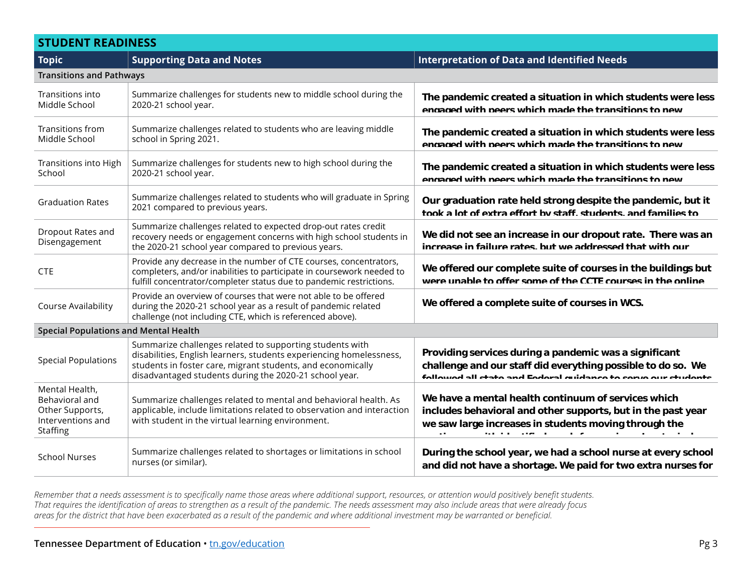## STUDENT READINESS

| Topic | Supporting Data and Notes | Interpretation of Data and Identified Needs |
|---|---|---|
| **Transitions and Pathways** | | |
| Transitions into Middle School | Summarize challenges for students new to middle school during the 2020-21 school year. | **The pandemic created a situation in which students were less engaged with peers which made the transitions to new** |
| Transitions from Middle School | Summarize challenges related to students who are leaving middle school in Spring 2021. | **The pandemic created a situation in which students were less engaged with peers which made the transitions to new** |
| Transitions into High School | Summarize challenges for students new to high school during the 2020-21 school year. | **The pandemic created a situation in which students were less engaged with peers which made the transitions to new** |
| Graduation Rates | Summarize challenges related to students who will graduate in Spring 2021 compared to previous years. | **Our graduation rate held strong despite the pandemic, but it took a lot of extra effort by staff, students, and families to** |
| Dropout Rates and Disengagement | Summarize challenges related to expected drop-out rates credit recovery needs or engagement concerns with high school students in the 2020-21 school year compared to previous years. | **We did not see an increase in our dropout rate. There was an increase in failure rates, but we addressed that with our** |
| CTE | Provide any decrease in the number of CTE courses, concentrators, completers, and/or inabilities to participate in coursework needed to fulfill concentrator/completer status due to pandemic restrictions. | **We offered our complete suite of courses in the buildings but were unable to offer some of the CCTE courses in the online** |
| Course Availability | Provide an overview of courses that were not able to be offered during the 2020-21 school year as a result of pandemic related challenge (not including CTE, which is referenced above). | **We offered a complete suite of courses in WCS.** |
| **Special Populations and Mental Health** | | |
| Special Populations | Summarize challenges related to supporting students with disabilities, English learners, students experiencing homelessness, students in foster care, migrant students, and economically disadvantaged students during the 2020-21 school year. | **Providing services during a pandemic was a significant challenge and our staff did everything possible to do so. We followed all state and Federal guidance to serve our students** |
| Mental Health, Behavioral and Other Supports, Interventions and Staffing | Summarize challenges related to mental and behavioral health. As applicable, include limitations related to observation and interaction with student in the virtual learning environment. | **We have a mental health continuum of services which includes behavioral and other supports, but in the past year we saw large increases in students moving through the** |
| School Nurses | Summarize challenges related to shortages or limitations in school nurses (or similar). | **During the school year, we had a school nurse at every school and did not have a shortage. We paid for two extra nurses for** |

*Remember that a needs assessment is to specifically name those areas where additional support, resources, or attention would positively benefit students. That requires the identification of areas to strengthen as a result of the pandemic. The needs assessment may also include areas that were already focus areas for the district that have been exacerbated as a result of the pandemic and where additional investment may be warranted or beneficial.*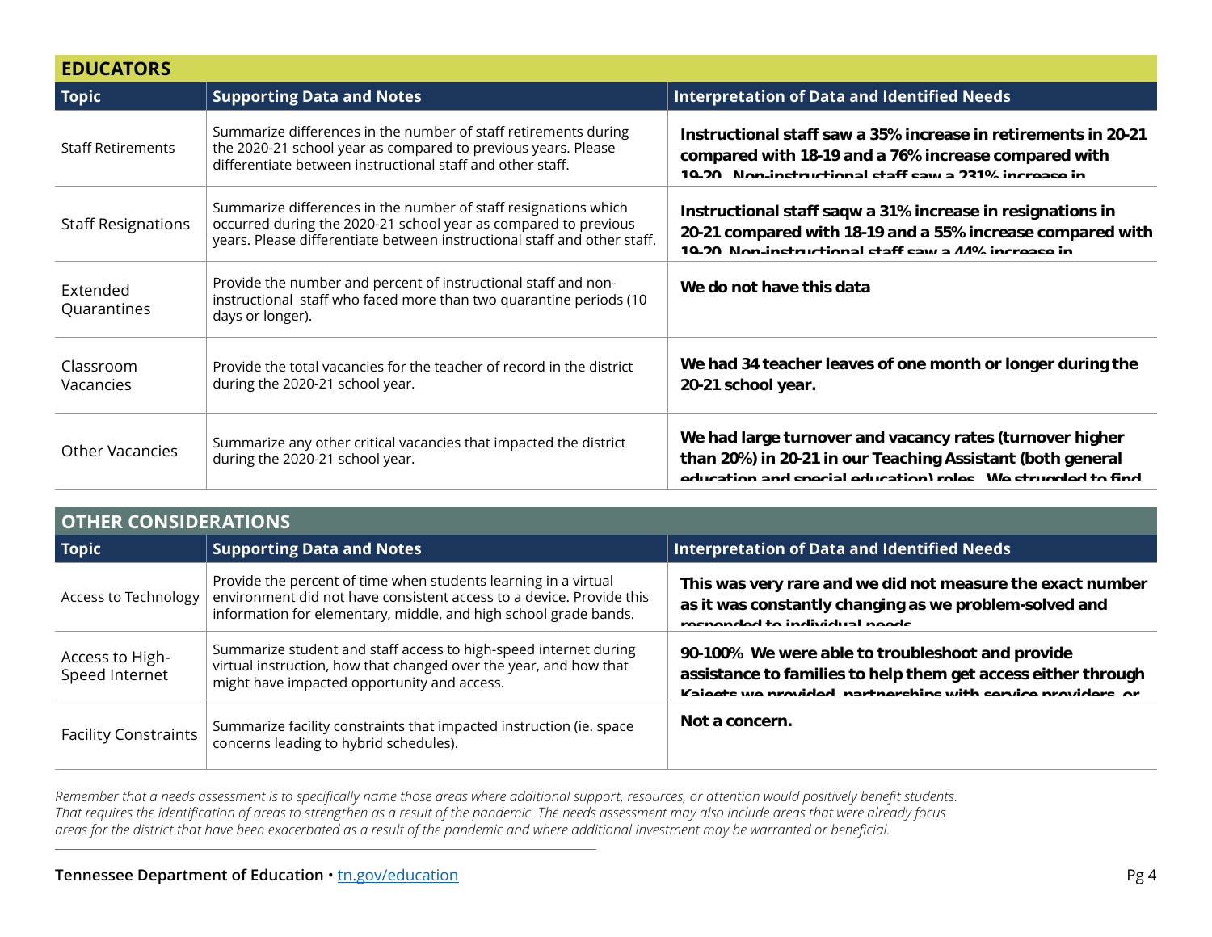## EDUCATORS

| Topic | Supporting Data and Notes | Interpretation of Data and Identified Needs |
|---|---|---|
| Staff Retirements | Summarize differences in the number of staff retirements during the 2020-21 school year as compared to previous years. Please differentiate between instructional staff and other staff. | **Instructional staff saw a 35% increase in retirements in 20-21 compared with 18-19 and a 76% increase compared with 19-20. Non-instructional staff saw a 231% increase in** |
| Staff Resignations | Summarize differences in the number of staff resignations which occurred during the 2020-21 school year as compared to previous years. Please differentiate between instructional staff and other staff. | **Instructional staff saqw a 31% increase in resignations in 20-21 compared with 18-19 and a 55% increase compared with 19-20. Non-instructional staff saw a 44% increase in** |
| Extended Quarantines | Provide the number and percent of instructional staff and non-instructional staff who faced more than two quarantine periods (10 days or longer). | **We do not have this data** |
| Classroom Vacancies | Provide the total vacancies for the teacher of record in the district during the 2020-21 school year. | **We had 34 teacher leaves of one month or longer during the 20-21 school year.** |
| Other Vacancies | Summarize any other critical vacancies that impacted the district during the 2020-21 school year. | **We had large turnover and vacancy rates (turnover higher than 20%) in 20-21 in our Teaching Assistant (both general education and special education) roles. We struggled to find** |

## OTHER CONSIDERATIONS

| Topic | Supporting Data and Notes | Interpretation of Data and Identified Needs |
|---|---|---|
| Access to Technology | Provide the percent of time when students learning in a virtual environment did not have consistent access to a device. Provide this information for elementary, middle, and high school grade bands. | **This was very rare and we did not measure the exact number as it was constantly changing as we problem-solved and responded to individual needs.** |
| Access to High-Speed Internet | Summarize student and staff access to high-speed internet during virtual instruction, how that changed over the year, and how that might have impacted opportunity and access. | **90-100% We were able to troubleshoot and provide assistance to families to help them get access either through Kajeets we provided, partnerships with service providers, or** |
| Facility Constraints | Summarize facility constraints that impacted instruction (ie. space concerns leading to hybrid schedules). | **Not a concern.** |

*Remember that a needs assessment is to specifically name those areas where additional support, resources, or attention would positively benefit students. That requires the identification of areas to strengthen as a result of the pandemic. The needs assessment may also include areas that were already focus areas for the district that have been exacerbated as a result of the pandemic and where additional investment may be warranted or beneficial.*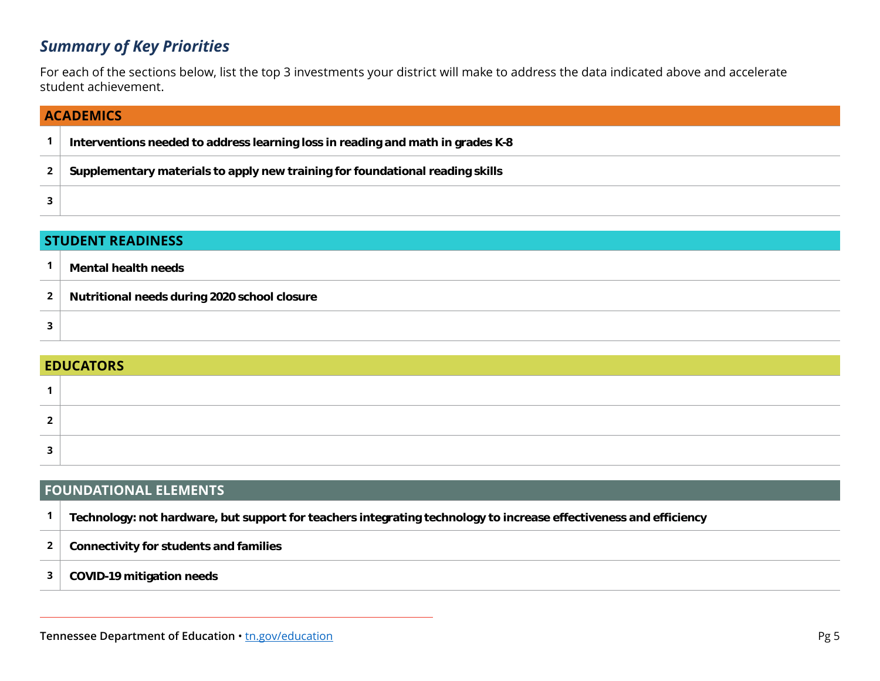## *Summary of Key Priorities*

For each of the sections below, list the top 3 investments your district will make to address the data indicated above and accelerate student achievement.

| ACADEMICS | |
|---|---|
| 1 | **Interventions needed to address learning loss in reading and math in grades K-8** |
| 2 | **Supplementary materials to apply new training for foundational reading skills** |
| 3 | |

| STUDENT READINESS | |
|---|---|
| 1 | **Mental health needs** |
| 2 | **Nutritional needs during 2020 school closure** |
| 3 | |

| EDUCATORS | |
|---|---|
| 1 | |
| 2 | |
| 3 | |

| FOUNDATIONAL ELEMENTS | |
|---|---|
| 1 | **Technology: not hardware, but support for teachers integrating technology to increase effectiveness and efficiency** |
| 2 | **Connectivity for students and families** |
| 3 | **COVID-19 mitigation needs** |